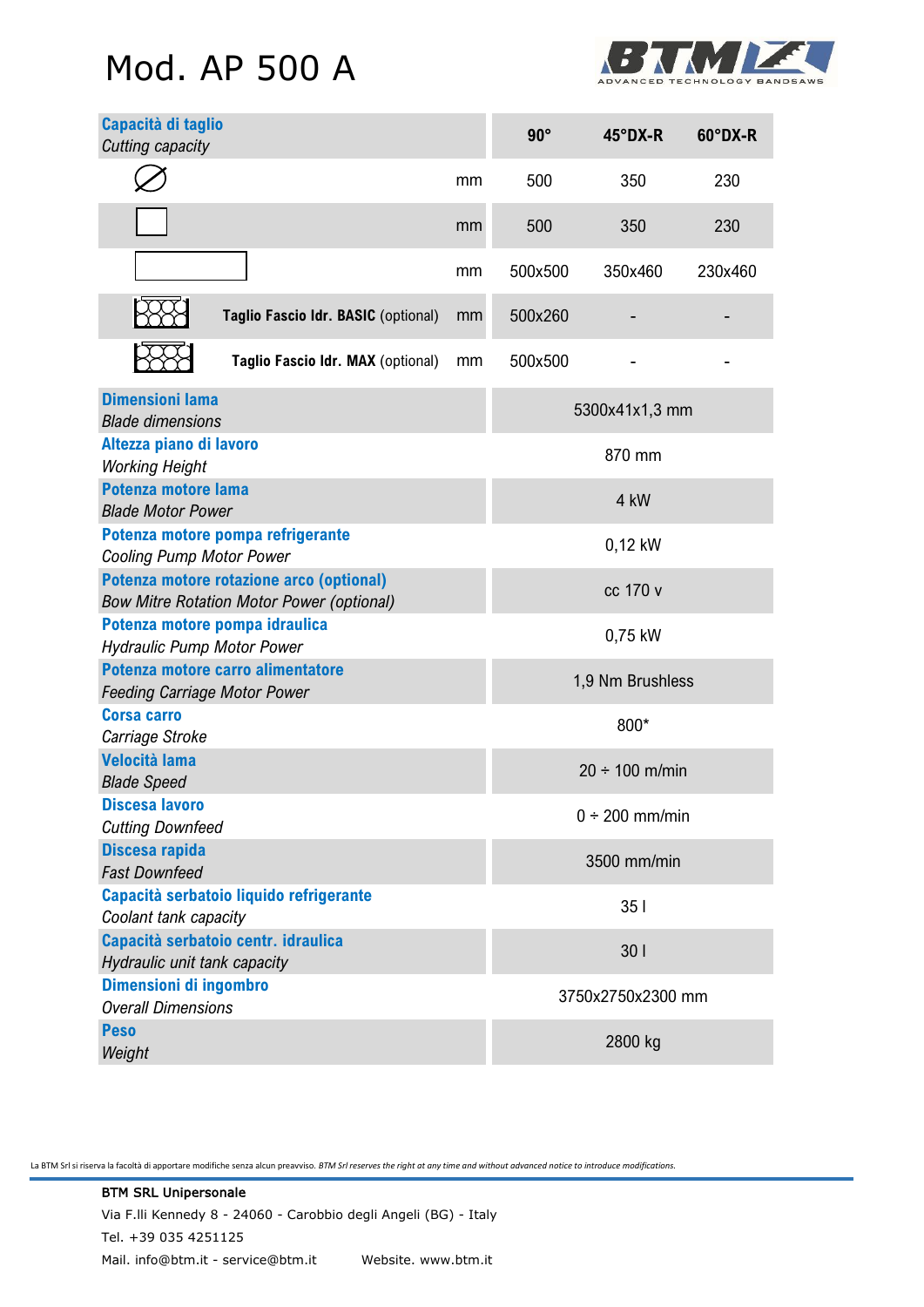# Mod. AP 500 A

| **Capacità di taglio** *Cutting capacity* | | 90° | 45°DX-R | 60°DX-R |
|---|---|---|---|---|
| ⌀ | mm | 500 | 350 | 230 |
| □ | mm | 500 | 350 | 230 |
| ▭ | mm | 500x500 | 350x460 | 230x460 |
| **Taglio Fascio Idr. BASIC** (optional) | mm | 500x260 | - | - |
| **Taglio Fascio Idr. MAX** (optional) | mm | 500x500 | - | - |

| | |
|---|---|
| **Dimensioni lama** *Blade dimensions* | 5300x41x1,3 mm |
| **Altezza piano di lavoro** *Working Height* | 870 mm |
| **Potenza motore lama** *Blade Motor Power* | 4 kW |
| **Potenza motore pompa refrigerante** *Cooling Pump Motor Power* | 0,12 kW |
| **Potenza motore rotazione arco (optional)** *Bow Mitre Rotation Motor Power (optional)* | cc 170 v |
| **Potenza motore pompa idraulica** *Hydraulic Pump Motor Power* | 0,75 kW |
| **Potenza motore carro alimentatore** *Feeding Carriage Motor Power* | 1,9 Nm Brushless |
| **Corsa carro** *Carriage Stroke* | 800* |
| **Velocità lama** *Blade Speed* | 20 ÷ 100 m/min |
| **Discesa lavoro** *Cutting Downfeed* | 0 ÷ 200 mm/min |
| **Discesa rapida** *Fast Downfeed* | 3500 mm/min |
| **Capacità serbatoio liquido refrigerante** *Coolant tank capacity* | 35 l |
| **Capacità serbatoio centr. idraulica** *Hydraulic unit tank capacity* | 30 l |
| **Dimensioni di ingombro** *Overall Dimensions* | 3750x2750x2300 mm |
| **Peso** *Weight* | 2800 kg |

La BTM Srl si riserva la facoltà di apportare modifiche senza alcun preavviso. *BTM Srl reserves the right at any time and without advanced notice to introduce modifications.*

**BTM SRL Unipersonale**
Via F.lli Kennedy 8 - 24060 - Carobbio degli Angeli (BG) - Italy
Tel. +39 035 4251125
Mail. info@btm.it - service@btm.it Website. www.btm.it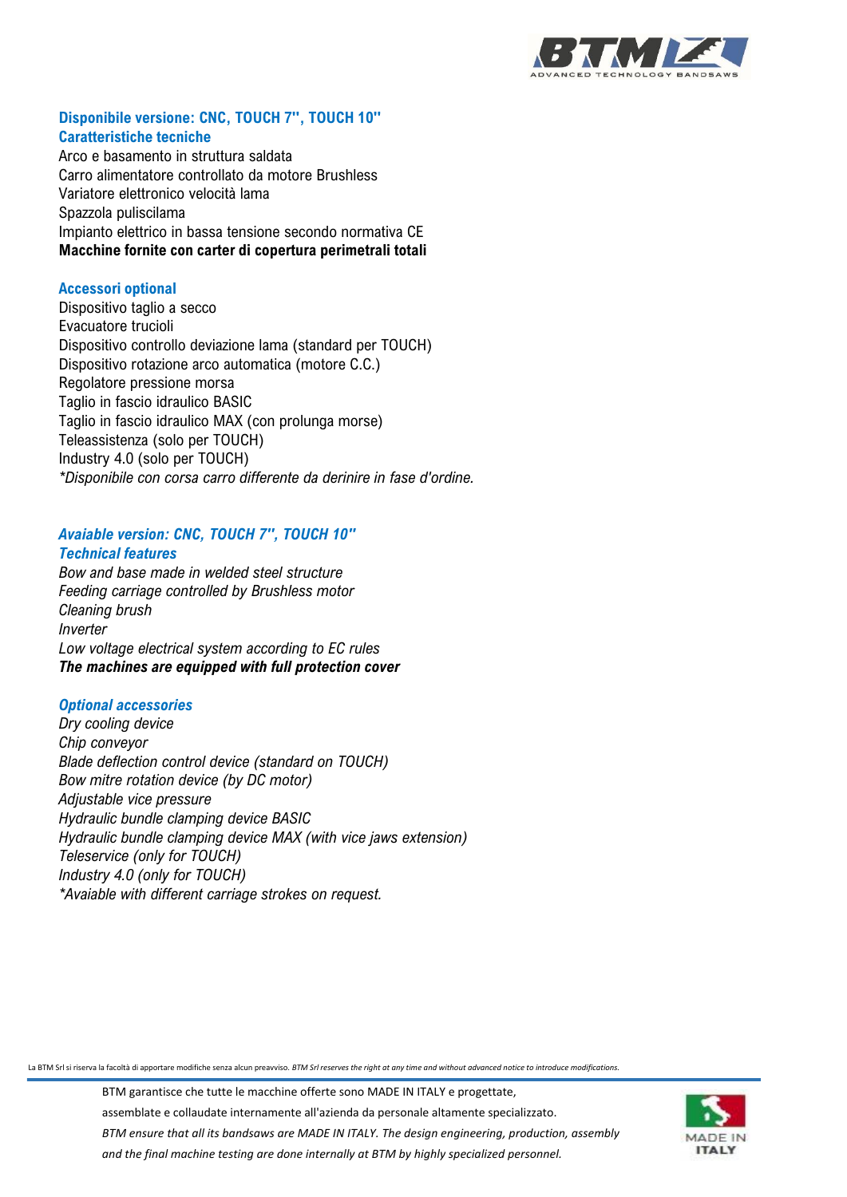### Disponibile versione: CNC, TOUCH 7", TOUCH 10"

### Caratteristiche tecniche

Arco e basamento in struttura saldata
Carro alimentatore controllato da motore Brushless
Variatore elettronico velocità lama
Spazzola puliscilama
Impianto elettrico in bassa tensione secondo normativa CE
**Macchine fornite con carter di copertura perimetrali totali**

### Accessori optional

Dispositivo taglio a secco
Evacuatore trucioli
Dispositivo controllo deviazione lama (standard per TOUCH)
Dispositivo rotazione arco automatica (motore C.C.)
Regolatore pressione morsa
Taglio in fascio idraulico BASIC
Taglio in fascio idraulico MAX (con prolunga morse)
Teleassistenza (solo per TOUCH)
Industry 4.0 (solo per TOUCH)
*\*Disponibile con corsa carro differente da derinire in fase d'ordine.*

### *Avaiable version: CNC, TOUCH 7", TOUCH 10"*

### *Technical features*

*Bow and base made in welded steel structure*
*Feeding carriage controlled by Brushless motor*
*Cleaning brush*
*Inverter*
*Low voltage electrical system according to EC rules*
***The machines are equipped with full protection cover***

### *Optional accessories*

*Dry cooling device*
*Chip conveyor*
*Blade deflection control device (standard on TOUCH)*
*Bow mitre rotation device (by DC motor)*
*Adjustable vice pressure*
*Hydraulic bundle clamping device BASIC*
*Hydraulic bundle clamping device MAX (with vice jaws extension)*
*Teleservice (only for TOUCH)*
*Industry 4.0 (only for TOUCH)*
*\*Avaiable with different carriage strokes on request.*

La BTM Srl si riserva la facoltà di apportare modifiche senza alcun preavviso. *BTM Srl reserves the right at any time and without advanced notice to introduce modifications.*

BTM garantisce che tutte le macchine offerte sono MADE IN ITALY e progettate, assemblate e collaudate internamente all'azienda da personale altamente specializzato.
*BTM ensure that all its bandsaws are MADE IN ITALY. The design engineering, production, assembly and the final machine testing are done internally at BTM by highly specialized personnel.*